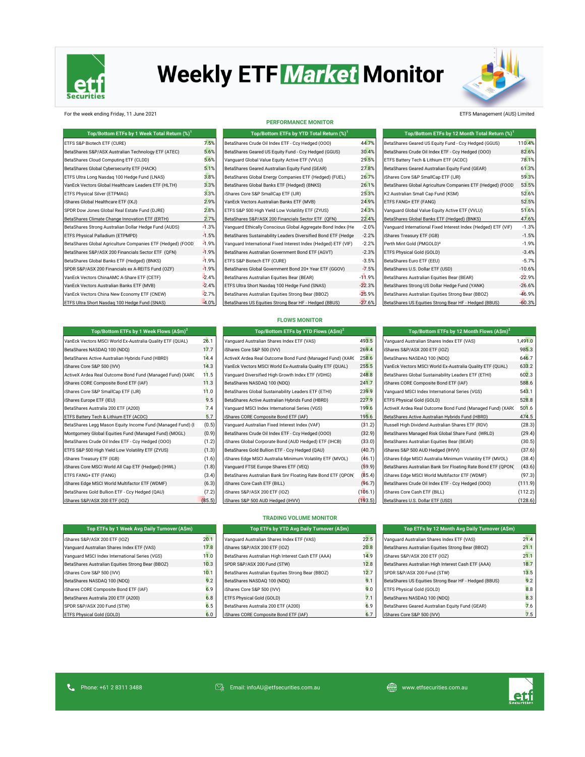# Weekly ETF Market Monitor

For the week ending Friday, 11 June 2021

ETFS Management (AUS) Limited

## PERFORMANCE MONITOR

| Top/Bottom ETFs by 1 Week Total Return (%)[1] | |
|---|---|
| ETFS S&P Biotech ETF (CURE) | 7.5% |
| BetaShares S&P/ASX Australian Technology ETF (ATEC) | 5.6% |
| BetaShares Cloud Computing ETF (CLDD) | 5.6% |
| BetaShares Global Cybersecurity ETF (HACK) | 5.1% |
| ETFS Ultra Long Nasdaq 100 Hedge Fund (LNAS) | 3.8% |
| VanEck Vectors Global Healthcare Leaders ETF (HLTH) | 3.3% |
| ETFS Physical Silver (ETPMAG) | 3.3% |
| iShares Global Healthcare ETF (IXJ) | 2.9% |
| SPDR Dow Jones Global Real Estate Fund (DJRE) | 2.8% |
| BetaShares Climate Change Innovation ETF (ERTH) | 2.7% |
| BetaShares Strong Australian Dollar Hedge Fund (AUDS) | -1.3% |
| ETFS Physical Palladium (ETPMPD) | -1.5% |
| BetaShares Global Agriculture Companies ETF (Hedged) (FOOD) | -1.9% |
| BetaShares S&P/ASX 200 Financials Sector ETF (QFN) | -1.9% |
| BetaShares Global Banks ETF (Hedged) (BNKS) | -1.9% |
| SPDR S&P/ASX 200 Financials ex A-REITS Fund (OZF) | -1.9% |
| VanEck Vectors ChinaAMC A-Share ETF (CETF) | -2.4% |
| VanEck Vectors Australian Banks ETF (MVB) | -2.4% |
| VanEck Vectors China New Economy ETF (CNEW) | -2.7% |
| ETFS Ultra Short Nasdaq 100 Hedge Fund (SNAS) | -4.0% |

| Top/Bottom ETFs by YTD Total Return (%)[1] | |
|---|---|
| BetaShares Crude Oil Index ETF - Ccy Hedged (OOO) | 44.7% |
| BetaShares Geared US Equity Fund - Ccy Hedged (GGUS) | 30.4% |
| Vanguard Global Value Equity Active ETF (VVLU) | 29.5% |
| BetaShares Geared Australian Equity Fund (GEAR) | 27.8% |
| BetaShares Global Energy Companies ETF (Hedged) (FUEL) | 26.7% |
| BetaShares Global Banks ETF (Hedged) (BNKS) | 26.1% |
| iShares Core S&P SmallCap ETF (IJR) | 25.3% |
| VanEck Vectors Australian Banks ETF (MVB) | 24.9% |
| ETFS S&P 500 High Yield Low Volatility ETF (ZYUS) | 24.3% |
| BetaShares S&P/ASX 200 Financials Sector ETF (QFN) | 22.4% |
| Vanguard Ethically Conscious Global Aggregate Bond Index (He | -2.0% |
| BetaShares Sustainability Leaders Diversified Bond ETF (Hedge | -2.2% |
| Vanguard International Fixed Interest Index (Hedged) ETF (VIF) | -2.2% |
| BetaShares Australian Government Bond ETF (AGVT) | -2.3% |
| ETFS S&P Biotech ETF (CURE) | -3.5% |
| BetaShares Global Government Bond 20+ Year ETF (GGOV) | -7.5% |
| BetaShares Australian Equities Bear (BEAR) | -11.9% |
| ETFS Ultra Short Nasdaq 100 Hedge Fund (SNAS) | -22.3% |
| BetaShares Australian Equities Strong Bear (BBOZ) | -25.9% |
| BetaShares US Equities Strong Bear HF - Hedged (BBUS) | -27.6% |

| Top/Bottom ETFs by 12 Month Total Return (%)[1] | |
|---|---|
| BetaShares Geared US Equity Fund - Ccy Hedged (GGUS) | 110.4% |
| BetaShares Crude Oil Index ETF - Ccy Hedged (OOO) | 82.6% |
| ETFS Battery Tech & Lithium ETF (ACDC) | 78.1% |
| BetaShares Geared Australian Equity Fund (GEAR) | 61.3% |
| iShares Core S&P SmallCap ETF (IJR) | 59.3% |
| BetaShares Global Agriculture Companies ETF (Hedged) (FOOD) | 53.5% |
| K2 Australian Small Cap Fund (KSM) | 52.6% |
| ETFS FANG+ ETF (FANG) | 52.5% |
| Vanguard Global Value Equity Active ETF (VVLU) | 51.6% |
| BetaShares Global Banks ETF (Hedged) (BNKS) | 47.6% |
| Vanguard International Fixed Interest Index (Hedged) ETF (VIF) | -1.3% |
| iShares Treasury ETF (IGB) | -1.5% |
| Perth Mint Gold (PMGOLD)[3] | -1.9% |
| ETFS Physical Gold (GOLD) | -3.4% |
| BetaShares Euro ETF (EEU) | -5.7% |
| BetaShares U.S. Dollar ETF (USD) | -10.6% |
| BetaShares Australian Equities Bear (BEAR) | -22.9% |
| BetaShares Strong US Dollar Hedge Fund (YANK) | -26.6% |
| BetaShares Australian Equities Strong Bear (BBOZ) | -46.9% |
| BetaShares US Equities Strong Bear HF - Hedged (BBUS) | -60.3% |

## FLOWS MONITOR

| Top/Bottom ETFs by 1 Week Flows (A$m)[2] | |
|---|---|
| VanEck Vectors MSCI World Ex-Australia Quality ETF (QUAL) | 26.1 |
| BetaShares NASDAQ 100 (NDQ) | 17.7 |
| BetaShares Active Australian Hybrids Fund (HBRD) | 14.4 |
| iShares Core S&P 500 (IVV) | 14.3 |
| ActiveX Ardea Real Outcome Bond Fund (Managed Fund) (XARO | 11.5 |
| iShares CORE Composite Bond ETF (IAF) | 11.3 |
| iShares Core S&P SmallCap ETF (IJR) | 11.0 |
| iShares Europe ETF (IEU) | 9.5 |
| BetaShares Australia 200 ETF (A200) | 7.4 |
| ETFS Battery Tech & Lithium ETF (ACDC) | 5.7 |
| BetaShares Legg Mason Equity Income Fund (Managed Fund) (E | (0.5) |
| Montgomery Global Equities Fund (Managed Fund) (MOGL) | (0.9) |
| BetaShares Crude Oil Index ETF - Ccy Hedged (OOO) | (1.2) |
| ETFS S&P 500 High Yield Low Volatility ETF (ZYUS) | (1.3) |
| iShares Treasury ETF (IGB) | (1.6) |
| iShares Core MSCI World All Cap ETF (Hedged) (IHWL) | (1.8) |
| ETFS FANG+ ETF (FANG) | (3.4) |
| iShares Edge MSCI World Multifactor ETF (WDMF) | (6.3) |
| BetaShares Gold Bullion ETF - Ccy Hedged (QAU) | (7.2) |
| iShares S&P/ASX 200 ETF (IOZ) | (85.5) |

| Top/Bottom ETFs by YTD Flows (A$m)[2] | |
|---|---|
| Vanguard Australian Shares Index ETF (VAS) | 493.5 |
| iShares Core S&P 500 (IVV) | 269.4 |
| VanEck Vectors MSCI World Ex-Australia Quality ETF (QUAL) | 255.5 |
| Vanguard Diversified High Growth Index ETF (VDHG) | 248.8 |
| BetaShares NASDAQ 100 (NDQ) | 241.7 |
| BetaShares Global Sustainability Leaders ETF (ETHI) | 239.9 |
| BetaShares Active Australian Hybrids Fund (HBRD) | 227.9 |
| Vanguard MSCI Index International Series (VGS) | 199.6 |
| iShares CORE Composite Bond ETF (IAF) | 195.6 |
| Vanguard Australian Fixed Interest Index (VAF) | (31.2) |
| BetaShares Crude Oil Index ETF - Ccy Hedged (OOO) | (32.9) |
| iShares Global Corporate Bond (AUD Hedged) ETF (IHCB) | (33.0) |
| BetaShares Gold Bullion ETF - Ccy Hedged (QAU) | (40.7) |
| iShares Edge MSCI Australia Minimum Volatility ETF (MVOL) | (46.1) |
| Vanguard FTSE Europe Shares ETF (VEQ) | (59.9) |
| BetaShares Australian Bank Snr Floating Rate Bond ETF (QPON) | (85.4) |
| iShares Core Cash ETF (BILL) | (96.7) |
| iShares S&P/ASX 200 ETF (IOZ) | (106.1) |
| iShares S&P 500 AUD Hedged (IHVV) | (193.5) |

| Top/Bottom ETFs by 12 Month Flows (A$m)[2] | |
|---|---|
| Vanguard Australian Shares Index ETF (VAS) | 1,491.0 |
| iShares S&P/ASX 200 ETF (IOZ) | 985.3 |
| BetaShares NASDAQ 100 (NDQ) | 646.7 |
| VanEck Vectors MSCI World Ex-Australia Quality ETF (QUAL) | 633.2 |
| BetaShares Global Sustainability Leaders ETF (ETHI) | 602.3 |
| iShares CORE Composite Bond ETF (IAF) | 588.6 |
| Vanguard MSCI Index International Series (VGS) | 543.1 |
| ETFS Physical Gold (GOLD) | 528.8 |
| ActiveX Ardea Real Outcome Bond Fund (Managed Fund) (XARO | 501.6 |
| BetaShares Active Australian Hybrids Fund (HBRD) | 474.5 |
| Russell High Dividend Australian Shares ETF (RDV) | (28.3) |
| BetaShares Managed Risk Global Share Fund (WRLD) | (29.4) |
| BetaShares Australian Equities Bear (BEAR) | (30.5) |
| iShares S&P 500 AUD Hedged (IHVV) | (37.6) |
| iShares Edge MSCI Australia Minimum Volatility ETF (MVOL) | (38.4) |
| BetaShares Australian Bank Snr Floating Rate Bond ETF (QPON) | (43.6) |
| iShares Edge MSCI World Multifactor ETF (WDMF) | (97.3) |
| BetaShares Crude Oil Index ETF - Ccy Hedged (OOO) | (111.9) |
| iShares Core Cash ETF (BILL) | (112.2) |
| BetaShares U.S. Dollar ETF (USD) | (128.6) |

## TRADING VOLUME MONITOR

| Top ETFs by 1 Week Avg Daily Turnover (A$m) | |
|---|---|
| iShares S&P/ASX 200 ETF (IOZ) | 20.1 |
| Vanguard Australian Shares Index ETF (VAS) | 17.8 |
| Vanguard MSCI Index International Series (VGS) | 11.0 |
| BetaShares Australian Equities Strong Bear (BBOZ) | 10.3 |
| iShares Core S&P 500 (IVV) | 10.1 |
| BetaShares NASDAQ 100 (NDQ) | 9.2 |
| iShares CORE Composite Bond ETF (IAF) | 6.9 |
| BetaShares Australia 200 ETF (A200) | 6.8 |
| SPDR S&P/ASX 200 Fund (STW) | 6.5 |
| ETFS Physical Gold (GOLD) | 6.0 |

| Top ETFs by YTD Avg Daily Turnover (A$m) | |
|---|---|
| Vanguard Australian Shares Index ETF (VAS) | 22.5 |
| iShares S&P/ASX 200 ETF (IOZ) | 20.8 |
| BetaShares Australian High Interest Cash ETF (AAA) | 14.9 |
| SPDR S&P/ASX 200 Fund (STW) | 12.8 |
| BetaShares Australian Equities Strong Bear (BBOZ) | 12.7 |
| BetaShares NASDAQ 100 (NDQ) | 9.1 |
| iShares Core S&P 500 (IVV) | 9.0 |
| ETFS Physical Gold (GOLD) | 7.1 |
| BetaShares Australia 200 ETF (A200) | 6.9 |
| iShares CORE Composite Bond ETF (IAF) | 6.7 |

| Top ETFs by 12 Month Avg Daily Turnover (A$m) | |
|---|---|
| Vanguard Australian Shares Index ETF (VAS) | 21.4 |
| BetaShares Australian Equities Strong Bear (BBOZ) | 21.1 |
| iShares S&P/ASX 200 ETF (IOZ) | 21.1 |
| BetaShares Australian High Interest Cash ETF (AAA) | 18.7 |
| SPDR S&P/ASX 200 Fund (STW) | 13.5 |
| BetaShares US Equities Strong Bear HF - Hedged (BBUS) | 9.2 |
| ETFS Physical Gold (GOLD) | 8.8 |
| BetaShares NASDAQ 100 (NDQ) | 8.3 |
| BetaShares Geared Australian Equity Fund (GEAR) | 7.6 |
| iShares Core S&P 500 (IVV) | 7.5 |

Phone: +61 2 8311 3488 | Email: infoAU@etfsecurities.com.au | www.etfsecurities.com.au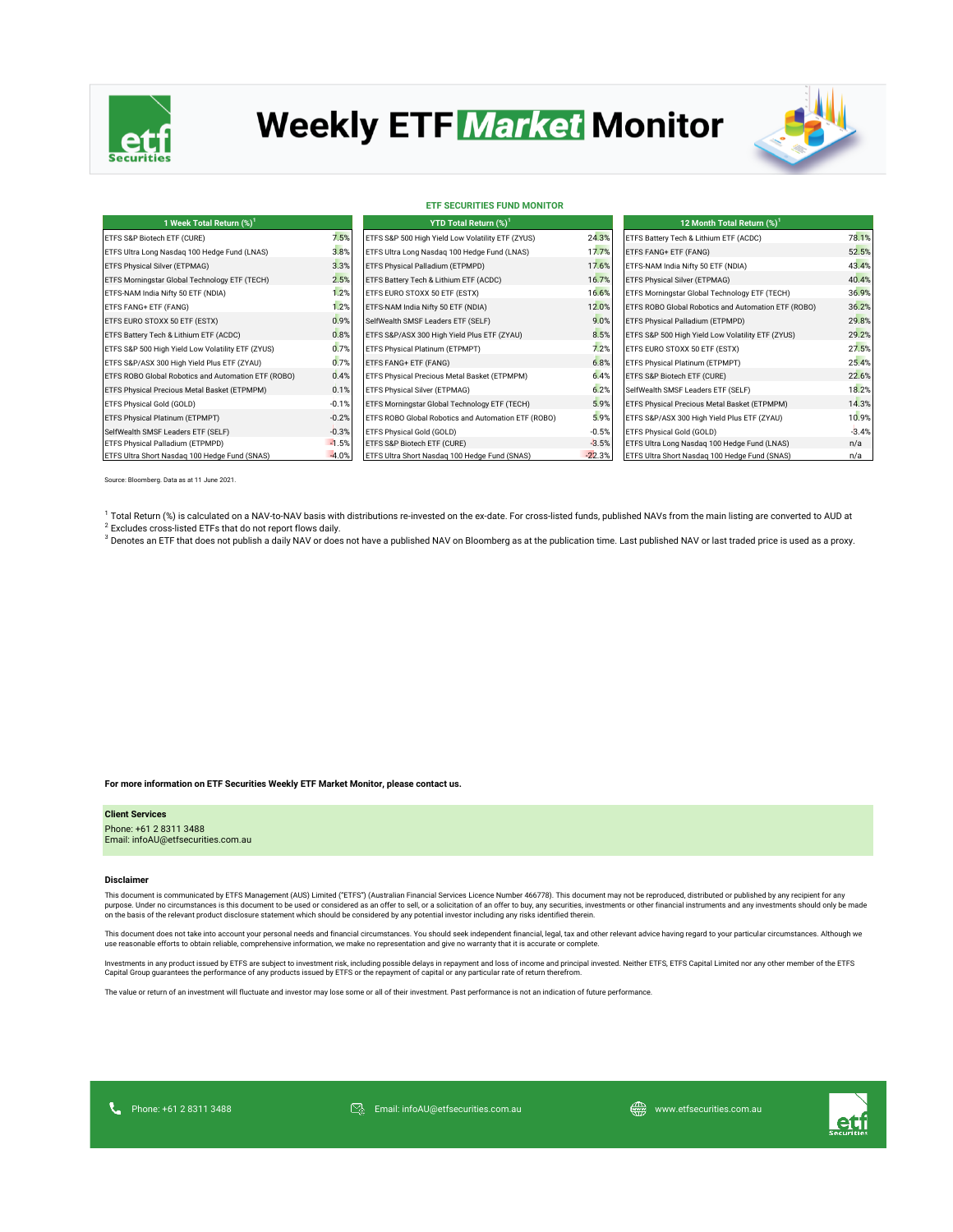# Weekly ETF Market Monitor

## ETF SECURITIES FUND MONITOR

| 1 Week Total Return (%)[1] | |
|---|---|
| ETFS S&P Biotech ETF (CURE) | 7.5% |
| ETFS Ultra Long Nasdaq 100 Hedge Fund (LNAS) | 3.8% |
| ETFS Physical Silver (ETPMAG) | 3.3% |
| ETFS Morningstar Global Technology ETF (TECH) | 2.5% |
| ETFS-NAM India Nifty 50 ETF (NDIA) | 1.2% |
| ETFS FANG+ ETF (FANG) | 1.2% |
| ETFS EURO STOXX 50 ETF (ESTX) | 0.9% |
| ETFS Battery Tech & Lithium ETF (ACDC) | 0.8% |
| ETFS S&P 500 High Yield Low Volatility ETF (ZYUS) | 0.7% |
| ETFS S&P/ASX 300 High Yield Plus ETF (ZYAU) | 0.7% |
| ETFS ROBO Global Robotics and Automation ETF (ROBO) | 0.4% |
| ETFS Physical Precious Metal Basket (ETPMPM) | 0.1% |
| ETFS Physical Gold (GOLD) | -0.1% |
| ETFS Physical Platinum (ETPMPT) | -0.2% |
| SelfWealth SMSF Leaders ETF (SELF) | -0.3% |
| ETFS Physical Palladium (ETPMPD) | -1.5% |
| ETFS Ultra Short Nasdaq 100 Hedge Fund (SNAS) | -4.0% |

| YTD Total Return (%)[1] | |
|---|---|
| ETFS S&P 500 High Yield Low Volatility ETF (ZYUS) | 24.3% |
| ETFS Ultra Long Nasdaq 100 Hedge Fund (LNAS) | 17.7% |
| ETFS Physical Palladium (ETPMPD) | 17.6% |
| ETFS Battery Tech & Lithium ETF (ACDC) | 16.7% |
| ETFS EURO STOXX 50 ETF (ESTX) | 16.6% |
| ETFS-NAM India Nifty 50 ETF (NDIA) | 12.0% |
| SelfWealth SMSF Leaders ETF (SELF) | 9.0% |
| ETFS S&P/ASX 300 High Yield Plus ETF (ZYAU) | 8.5% |
| ETFS Physical Platinum (ETPMPT) | 7.2% |
| ETFS FANG+ ETF (FANG) | 6.8% |
| ETFS Physical Precious Metal Basket (ETPMPM) | 6.4% |
| ETFS Physical Silver (ETPMAG) | 6.2% |
| ETFS Morningstar Global Technology ETF (TECH) | 5.9% |
| ETFS ROBO Global Robotics and Automation ETF (ROBO) | 5.9% |
| ETFS Physical Gold (GOLD) | -0.5% |
| ETFS S&P Biotech ETF (CURE) | -3.5% |
| ETFS Ultra Short Nasdaq 100 Hedge Fund (SNAS) | -22.3% |

| 12 Month Total Return (%)[1] | |
|---|---|
| ETFS Battery Tech & Lithium ETF (ACDC) | 78.1% |
| ETFS FANG+ ETF (FANG) | 52.5% |
| ETFS-NAM India Nifty 50 ETF (NDIA) | 43.4% |
| ETFS Physical Silver (ETPMAG) | 40.4% |
| ETFS Morningstar Global Technology ETF (TECH) | 36.9% |
| ETFS ROBO Global Robotics and Automation ETF (ROBO) | 36.2% |
| ETFS Physical Palladium (ETPMPD) | 29.8% |
| ETFS S&P 500 High Yield Low Volatility ETF (ZYUS) | 29.2% |
| ETFS EURO STOXX 50 ETF (ESTX) | 27.5% |
| ETFS Physical Platinum (ETPMPT) | 25.4% |
| ETFS S&P Biotech ETF (CURE) | 22.6% |
| SelfWealth SMSF Leaders ETF (SELF) | 18.2% |
| ETFS Physical Precious Metal Basket (ETPMPM) | 14.3% |
| ETFS S&P/ASX 300 High Yield Plus ETF (ZYAU) | 10.9% |
| ETFS Physical Gold (GOLD) | -3.4% |
| ETFS Ultra Long Nasdaq 100 Hedge Fund (LNAS) | n/a |
| ETFS Ultra Short Nasdaq 100 Hedge Fund (SNAS) | n/a |

Source: Bloomberg. Data as at 11 June 2021.

[1] Total Return (%) is calculated on a NAV-to-NAV basis with distributions re-invested on the ex-date. For cross-listed funds, published NAVs from the main listing are converted to AUD at

[2] Excludes cross-listed ETFs that do not report flows daily.

[3] Denotes an ETF that does not publish a daily NAV or does not have a published NAV on Bloomberg as at the publication time. Last published NAV or last traded price is used as a proxy.

**For more information on ETF Securities Weekly ETF Market Monitor, please contact us.**

**Client Services**
Phone: +61 2 8311 3488
Email: infoAU@etfsecurities.com.au

**Disclaimer**

This document is communicated by ETFS Management (AUS) Limited ("ETFS") (Australian Financial Services Licence Number 466778). This document may not be reproduced, distributed or published by any recipient for any purpose. Under no circumstances is this document to be used or considered as an offer to sell, or a solicitation of an offer to buy, any securities, investments or other financial instruments and any investments should only be made on the basis of the relevant product disclosure statement which should be considered by any potential investor including any risks identified therein.

This document does not take into account your personal needs and financial circumstances. You should seek independent financial, legal, tax and other relevant advice having regard to your particular circumstances. Although we use reasonable efforts to obtain reliable, comprehensive information, we make no representation and give no warranty that it is accurate or complete.

Investments in any product issued by ETFS are subject to investment risk, including possible delays in repayment and loss of income and principal invested. Neither ETFS, ETFS Capital Limited nor any other member of the ETFS Capital Group guarantees the performance of any products issued by ETFS or the repayment of capital or any particular rate of return therefrom.

The value or return of an investment will fluctuate and investor may lose some or all of their investment. Past performance is not an indication of future performance.

Phone: +61 2 8311 3488 | Email: infoAU@etfsecurities.com.au | www.etfsecurities.com.au